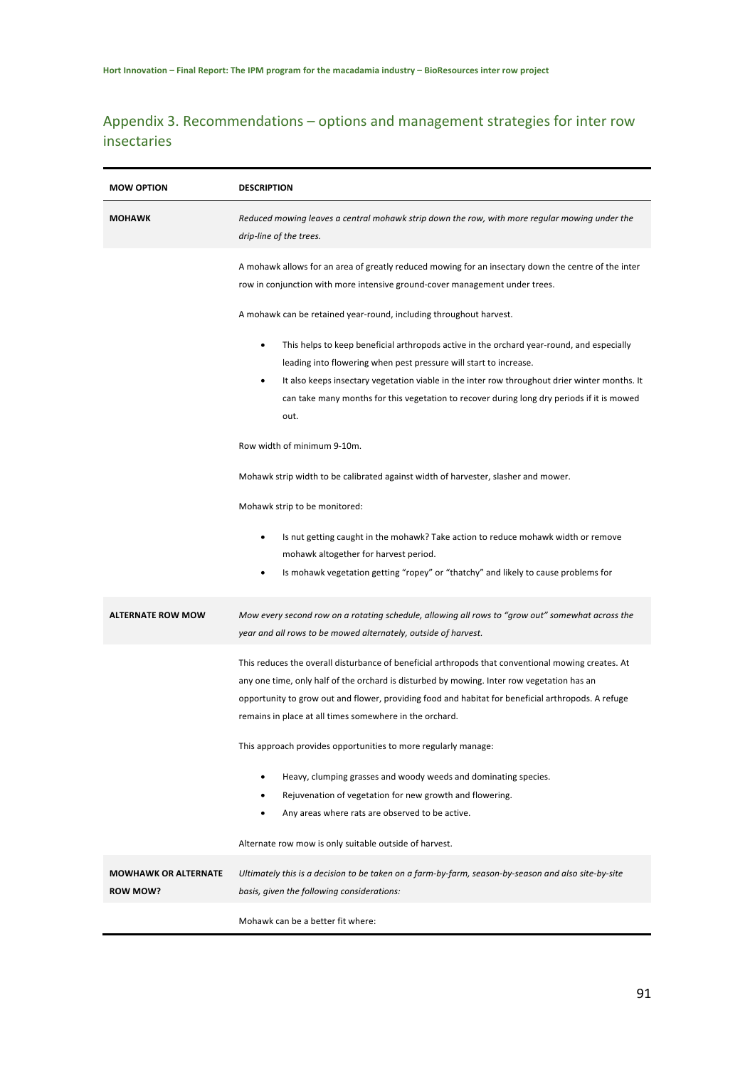## Appendix 3. Recommendations – options and management strategies for inter row insectaries

| MOW OPTION | DESCRIPTION |
|---|---|
| **MOHAWK** | *Reduced mowing leaves a central mohawk strip down the row, with more regular mowing under the drip-line of the trees.* |
| | A mohawk allows for an area of greatly reduced mowing for an insectary down the centre of the inter row in conjunction with more intensive ground-cover management under trees.<br><br>A mohawk can be retained year-round, including throughout harvest.<br><br>• This helps to keep beneficial arthropods active in the orchard year-round, and especially leading into flowering when pest pressure will start to increase.<br>• It also keeps insectary vegetation viable in the inter row throughout drier winter months. It can take many months for this vegetation to recover during long dry periods if it is mowed out.<br><br>Row width of minimum 9-10m.<br><br>Mohawk strip width to be calibrated against width of harvester, slasher and mower.<br><br>Mohawk strip to be monitored:<br><br>• Is nut getting caught in the mohawk? Take action to reduce mohawk width or remove mohawk altogether for harvest period.<br>• Is mohawk vegetation getting "ropey" or "thatchy" and likely to cause problems for |
| **ALTERNATE ROW MOW** | *Mow every second row on a rotating schedule, allowing all rows to "grow out" somewhat across the year and all rows to be mowed alternately, outside of harvest.* |
| | This reduces the overall disturbance of beneficial arthropods that conventional mowing creates. At any one time, only half of the orchard is disturbed by mowing. Inter row vegetation has an opportunity to grow out and flower, providing food and habitat for beneficial arthropods. A refuge remains in place at all times somewhere in the orchard.<br><br>This approach provides opportunities to more regularly manage:<br><br>• Heavy, clumping grasses and woody weeds and dominating species.<br>• Rejuvenation of vegetation for new growth and flowering.<br>• Any areas where rats are observed to be active.<br><br>Alternate row mow is only suitable outside of harvest. |
| **MOWHAWK OR ALTERNATE ROW MOW?** | *Ultimately this is a decision to be taken on a farm-by-farm, season-by-season and also site-by-site basis, given the following considerations:* |
| | Mohawk can be a better fit where: |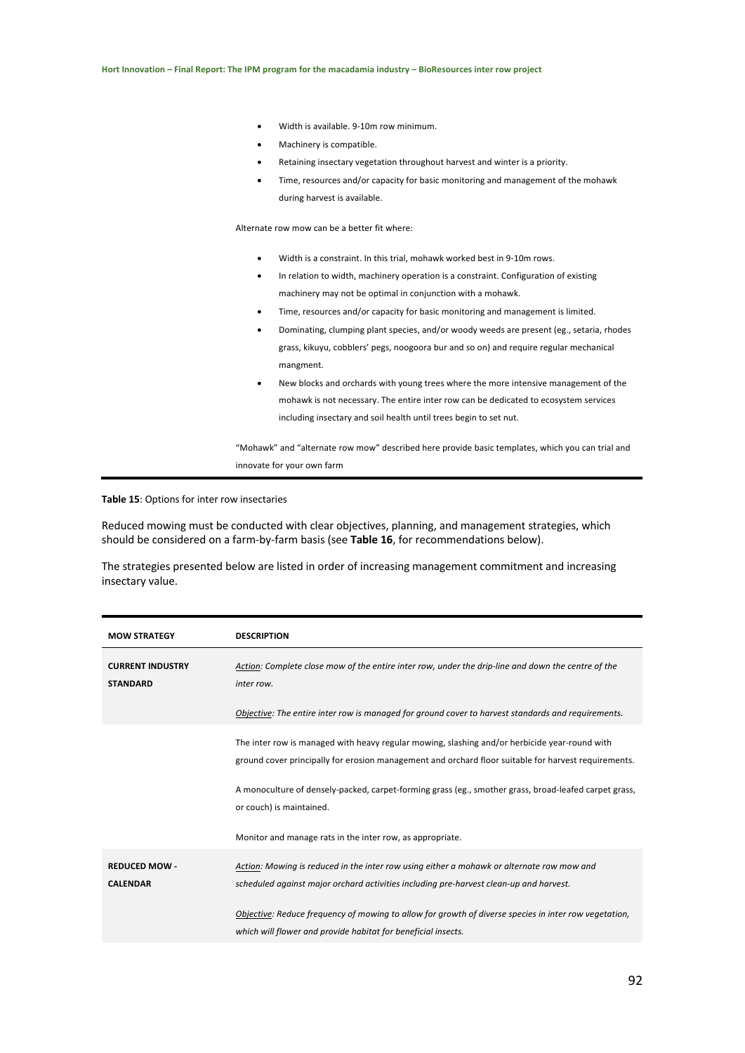- Width is available. 9-10m row minimum.
- Machinery is compatible.
- Retaining insectary vegetation throughout harvest and winter is a priority.
- Time, resources and/or capacity for basic monitoring and management of the mohawk during harvest is available.

Alternate row mow can be a better fit where:

- Width is a constraint. In this trial, mohawk worked best in 9-10m rows.
- In relation to width, machinery operation is a constraint. Configuration of existing machinery may not be optimal in conjunction with a mohawk.
- Time, resources and/or capacity for basic monitoring and management is limited.
- Dominating, clumping plant species, and/or woody weeds are present (eg., setaria, rhodes grass, kikuyu, cobblers' pegs, noogoora bur and so on) and require regular mechanical mangment.
- New blocks and orchards with young trees where the more intensive management of the mohawk is not necessary. The entire inter row can be dedicated to ecosystem services including insectary and soil health until trees begin to set nut.

"Mohawk" and "alternate row mow" described here provide basic templates, which you can trial and innovate for your own farm

**Table 15**: Options for inter row insectaries

Reduced mowing must be conducted with clear objectives, planning, and management strategies, which should be considered on a farm-by-farm basis (see **Table 16**, for recommendations below).

The strategies presented below are listed in order of increasing management commitment and increasing insectary value.

| MOW STRATEGY | DESCRIPTION |
|---|---|
| **CURRENT INDUSTRY STANDARD** | *Action: Complete close mow of the entire inter row, under the drip-line and down the centre of the inter row.*<br><br>*Objective: The entire inter row is managed for ground cover to harvest standards and requirements.* |
| | The inter row is managed with heavy regular mowing, slashing and/or herbicide year-round with ground cover principally for erosion management and orchard floor suitable for harvest requirements.<br><br>A monoculture of densely-packed, carpet-forming grass (eg., smother grass, broad-leafed carpet grass, or couch) is maintained.<br><br>Monitor and manage rats in the inter row, as appropriate. |
| **REDUCED MOW - CALENDAR** | *Action: Mowing is reduced in the inter row using either a mohawk or alternate row mow and scheduled against major orchard activities including pre-harvest clean-up and harvest.*<br><br>*Objective: Reduce frequency of mowing to allow for growth of diverse species in inter row vegetation, which will flower and provide habitat for beneficial insects.* |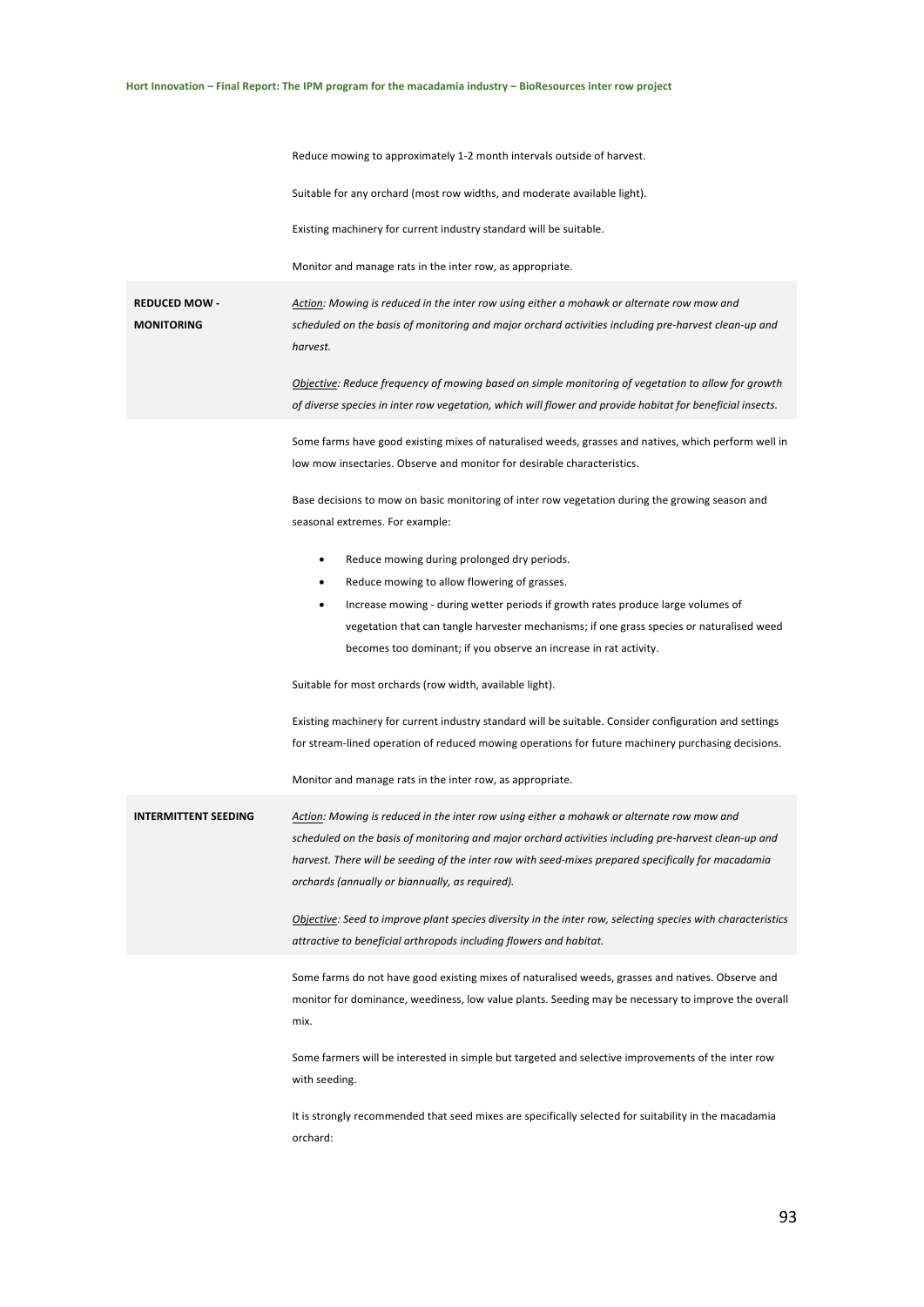| | |
|---|---|
| | Reduce mowing to approximately 1-2 month intervals outside of harvest.<br><br>Suitable for any orchard (most row widths, and moderate available light).<br><br>Existing machinery for current industry standard will be suitable.<br><br>Monitor and manage rats in the inter row, as appropriate. |
| **REDUCED MOW - MONITORING** | *<u>Action</u>: Mowing is reduced in the inter row using either a mohawk or alternate row mow and scheduled on the basis of monitoring and major orchard activities including pre-harvest clean-up and harvest.*<br><br>*<u>Objective</u>: Reduce frequency of mowing based on simple monitoring of vegetation to allow for growth of diverse species in inter row vegetation, which will flower and provide habitat for beneficial insects.* |
| | Some farms have good existing mixes of naturalised weeds, grasses and natives, which perform well in low mow insectaries. Observe and monitor for desirable characteristics.<br><br>Base decisions to mow on basic monitoring of inter row vegetation during the growing season and seasonal extremes. For example:<br><br>• Reduce mowing during prolonged dry periods.<br>• Reduce mowing to allow flowering of grasses.<br>• Increase mowing - during wetter periods if growth rates produce large volumes of vegetation that can tangle harvester mechanisms; if one grass species or naturalised weed becomes too dominant; if you observe an increase in rat activity.<br><br>Suitable for most orchards (row width, available light).<br><br>Existing machinery for current industry standard will be suitable. Consider configuration and settings for stream-lined operation of reduced mowing operations for future machinery purchasing decisions.<br><br>Monitor and manage rats in the inter row, as appropriate. |
| **INTERMITTENT SEEDING** | *<u>Action</u>: Mowing is reduced in the inter row using either a mohawk or alternate row mow and scheduled on the basis of monitoring and major orchard activities including pre-harvest clean-up and harvest. There will be seeding of the inter row with seed-mixes prepared specifically for macadamia orchards (annually or biannually, as required).*<br><br>*<u>Objective</u>: Seed to improve plant species diversity in the inter row, selecting species with characteristics attractive to beneficial arthropods including flowers and habitat.* |
| | Some farms do not have good existing mixes of naturalised weeds, grasses and natives. Observe and monitor for dominance, weediness, low value plants. Seeding may be necessary to improve the overall mix.<br><br>Some farmers will be interested in simple but targeted and selective improvements of the inter row with seeding.<br><br>It is strongly recommended that seed mixes are specifically selected for suitability in the macadamia orchard: |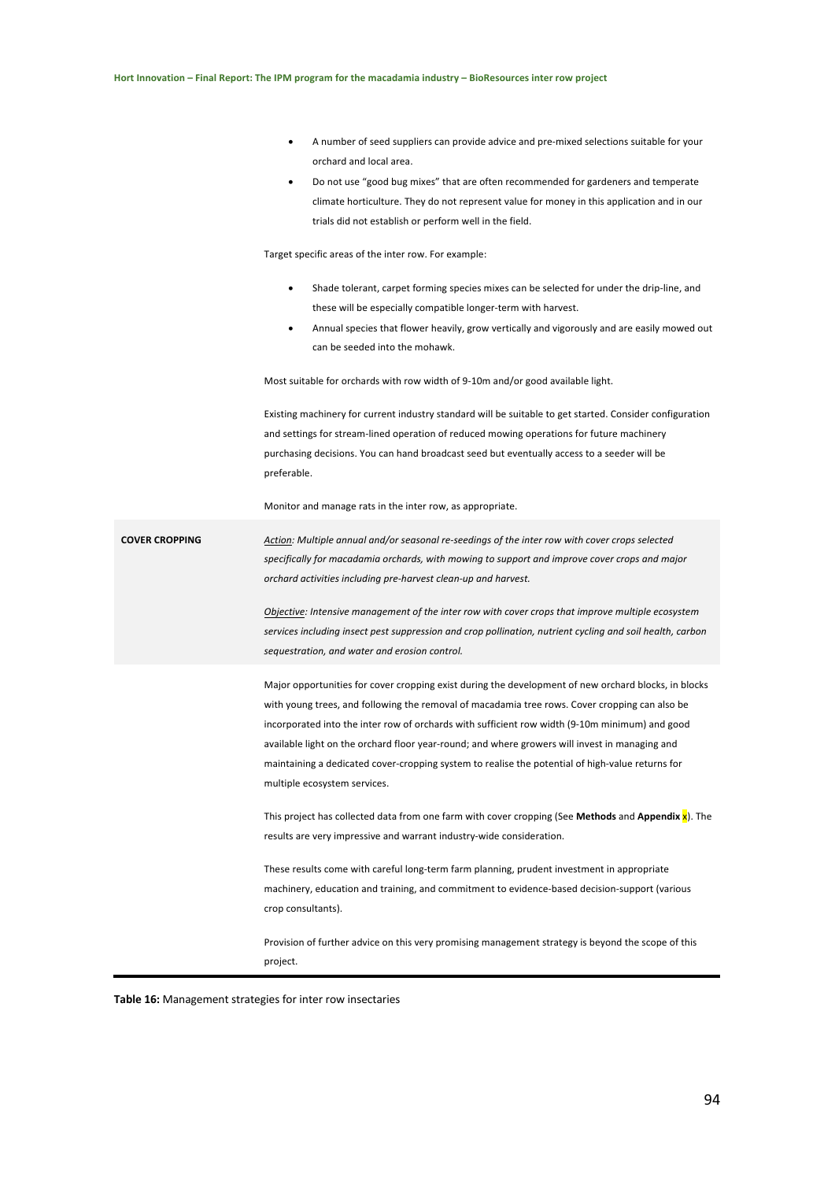| | |
|---|---|
| | - A number of seed suppliers can provide advice and pre-mixed selections suitable for your orchard and local area.<br>- Do not use "good bug mixes" that are often recommended for gardeners and temperate climate horticulture. They do not represent value for money in this application and in our trials did not establish or perform well in the field.<br><br>Target specific areas of the inter row. For example:<br><br>- Shade tolerant, carpet forming species mixes can be selected for under the drip-line, and these will be especially compatible longer-term with harvest.<br>- Annual species that flower heavily, grow vertically and vigorously and are easily mowed out can be seeded into the mohawk.<br><br>Most suitable for orchards with row width of 9-10m and/or good available light.<br><br>Existing machinery for current industry standard will be suitable to get started. Consider configuration and settings for stream-lined operation of reduced mowing operations for future machinery purchasing decisions. You can hand broadcast seed but eventually access to a seeder will be preferable.<br><br>Monitor and manage rats in the inter row, as appropriate. |
| **COVER CROPPING** | *<u>Action</u>: Multiple annual and/or seasonal re-seedings of the inter row with cover crops selected specifically for macadamia orchards, with mowing to support and improve cover crops and major orchard activities including pre-harvest clean-up and harvest.*<br><br>*<u>Objective</u>: Intensive management of the inter row with cover crops that improve multiple ecosystem services including insect pest suppression and crop pollination, nutrient cycling and soil health, carbon sequestration, and water and erosion control.* |
| | Major opportunities for cover cropping exist during the development of new orchard blocks, in blocks with young trees, and following the removal of macadamia tree rows. Cover cropping can also be incorporated into the inter row of orchards with sufficient row width (9-10m minimum) and good available light on the orchard floor year-round; and where growers will invest in managing and maintaining a dedicated cover-cropping system to realise the potential of high-value returns for multiple ecosystem services.<br><br>This project has collected data from one farm with cover cropping (See **Methods** and **Appendix x**). The results are very impressive and warrant industry-wide consideration.<br><br>These results come with careful long-term farm planning, prudent investment in appropriate machinery, education and training, and commitment to evidence-based decision-support (various crop consultants).<br><br>Provision of further advice on this very promising management strategy is beyond the scope of this project. |

**Table 16:** Management strategies for inter row insectaries